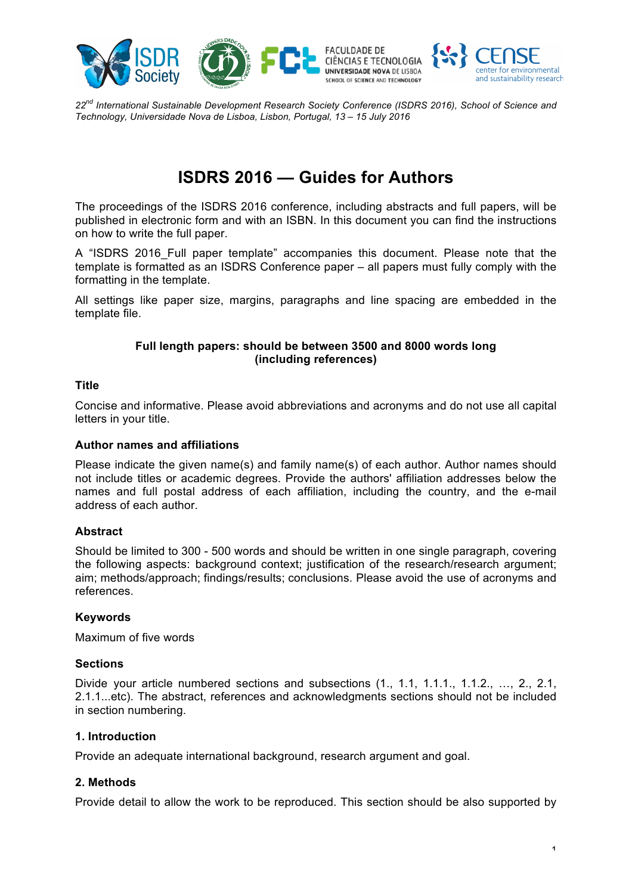*22nd International Sustainable Development Research Society Conference (ISDRS 2016), School of Science and Technology, Universidade Nova de Lisboa, Lisbon, Portugal, 13 – 15 July 2016*

# ISDRS 2016 — Guides for Authors

The proceedings of the ISDRS 2016 conference, including abstracts and full papers, will be published in electronic form and with an ISBN. In this document you can find the instructions on how to write the full paper.

A "ISDRS 2016_Full paper template" accompanies this document. Please note that the template is formatted as an ISDRS Conference paper – all papers must fully comply with the formatting in the template.

All settings like paper size, margins, paragraphs and line spacing are embedded in the template file.

**Full length papers: should be between 3500 and 8000 words long (including references)**

### Title

Concise and informative. Please avoid abbreviations and acronyms and do not use all capital letters in your title.

### Author names and affiliations

Please indicate the given name(s) and family name(s) of each author. Author names should not include titles or academic degrees. Provide the authors' affiliation addresses below the names and full postal address of each affiliation, including the country, and the e-mail address of each author.

### Abstract

Should be limited to 300 - 500 words and should be written in one single paragraph, covering the following aspects: background context; justification of the research/research argument; aim; methods/approach; findings/results; conclusions. Please avoid the use of acronyms and references.

### Keywords

Maximum of five words

### Sections

Divide your article numbered sections and subsections (1., 1.1, 1.1.1., 1.1.2., …, 2., 2.1, 2.1.1...etc). The abstract, references and acknowledgments sections should not be included in section numbering.

### 1. Introduction

Provide an adequate international background, research argument and goal.

### 2. Methods

Provide detail to allow the work to be reproduced. This section should be also supported by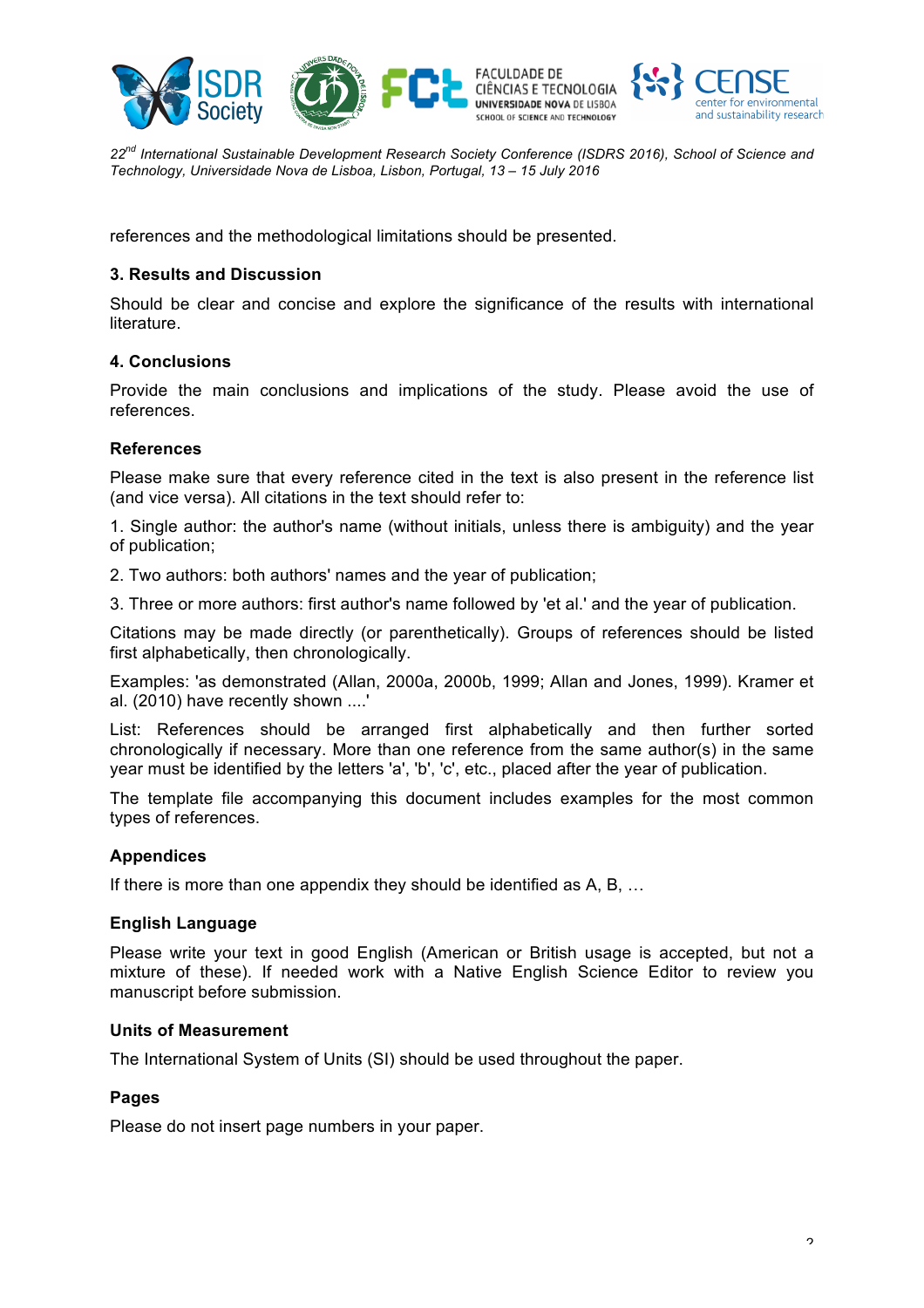references and the methodological limitations should be presented.

### 3. Results and Discussion

Should be clear and concise and explore the significance of the results with international literature.

### 4. Conclusions

Provide the main conclusions and implications of the study. Please avoid the use of references.

### References

Please make sure that every reference cited in the text is also present in the reference list (and vice versa). All citations in the text should refer to:

1. Single author: the author's name (without initials, unless there is ambiguity) and the year of publication;

2. Two authors: both authors' names and the year of publication;

3. Three or more authors: first author's name followed by 'et al.' and the year of publication.

Citations may be made directly (or parenthetically). Groups of references should be listed first alphabetically, then chronologically.

Examples: 'as demonstrated (Allan, 2000a, 2000b, 1999; Allan and Jones, 1999). Kramer et al. (2010) have recently shown ....'

List: References should be arranged first alphabetically and then further sorted chronologically if necessary. More than one reference from the same author(s) in the same year must be identified by the letters 'a', 'b', 'c', etc., placed after the year of publication.

The template file accompanying this document includes examples for the most common types of references.

### Appendices

If there is more than one appendix they should be identified as A, B, …

### English Language

Please write your text in good English (American or British usage is accepted, but not a mixture of these). If needed work with a Native English Science Editor to review you manuscript before submission.

### Units of Measurement

The International System of Units (SI) should be used throughout the paper.

### Pages

Please do not insert page numbers in your paper.